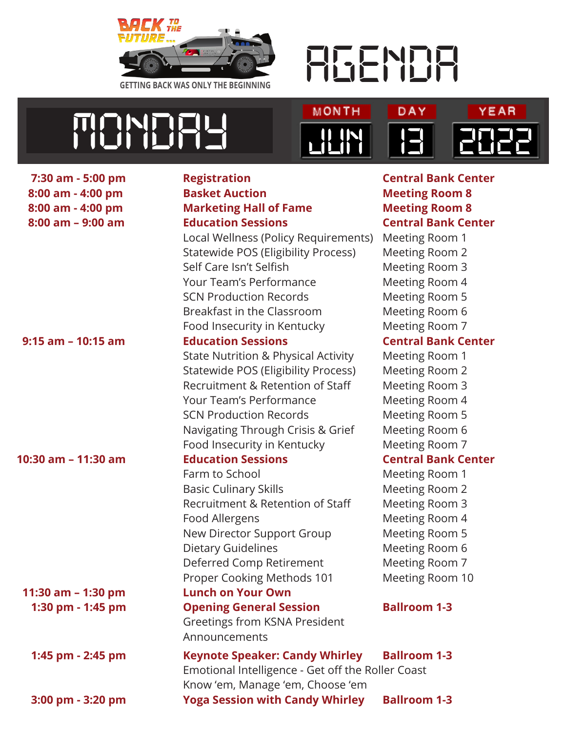BACK TO THE FUTURE...

GETTING BACK WAS ONLY THE BEGINNING

# AGENDA

## MONDAY

| MONTH | DAY | YEAR |
|---|---|---|
| JUN | 13 | 2022 |

| Time | Event | Location |
|---|---|---|
| **7:30 am - 5:00 pm** | **Registration** | **Central Bank Center** |
| **8:00 am - 4:00 pm** | **Basket Auction** | **Meeting Room 8** |
| **8:00 am - 4:00 pm** | **Marketing Hall of Fame** | **Meeting Room 8** |
| **8:00 am – 9:00 am** | **Education Sessions** | **Central Bank Center** |
| | Local Wellness (Policy Requirements) | Meeting Room 1 |
| | Statewide POS (Eligibility Process) | Meeting Room 2 |
| | Self Care Isn't Selfish | Meeting Room 3 |
| | Your Team's Performance | Meeting Room 4 |
| | SCN Production Records | Meeting Room 5 |
| | Breakfast in the Classroom | Meeting Room 6 |
| | Food Insecurity in Kentucky | Meeting Room 7 |
| **9:15 am – 10:15 am** | **Education Sessions** | **Central Bank Center** |
| | State Nutrition & Physical Activity | Meeting Room 1 |
| | Statewide POS (Eligibility Process) | Meeting Room 2 |
| | Recruitment & Retention of Staff | Meeting Room 3 |
| | Your Team's Performance | Meeting Room 4 |
| | SCN Production Records | Meeting Room 5 |
| | Navigating Through Crisis & Grief | Meeting Room 6 |
| | Food Insecurity in Kentucky | Meeting Room 7 |
| **10:30 am – 11:30 am** | **Education Sessions** | **Central Bank Center** |
| | Farm to School | Meeting Room 1 |
| | Basic Culinary Skills | Meeting Room 2 |
| | Recruitment & Retention of Staff | Meeting Room 3 |
| | Food Allergens | Meeting Room 4 |
| | New Director Support Group | Meeting Room 5 |
| | Dietary Guidelines | Meeting Room 6 |
| | Deferred Comp Retirement | Meeting Room 7 |
| | Proper Cooking Methods 101 | Meeting Room 10 |
| **11:30 am – 1:30 pm** | **Lunch on Your Own** | |
| **1:30 pm - 1:45 pm** | **Opening General Session** | **Ballroom 1-3** |
| | Greetings from KSNA President | |
| | Announcements | |
| **1:45 pm - 2:45 pm** | **Keynote Speaker: Candy Whirley** | **Ballroom 1-3** |
| | Emotional Intelligence - Get off the Roller Coast | |
| | Know 'em, Manage 'em, Choose 'em | |
| **3:00 pm - 3:20 pm** | **Yoga Session with Candy Whirley** | **Ballroom 1-3** |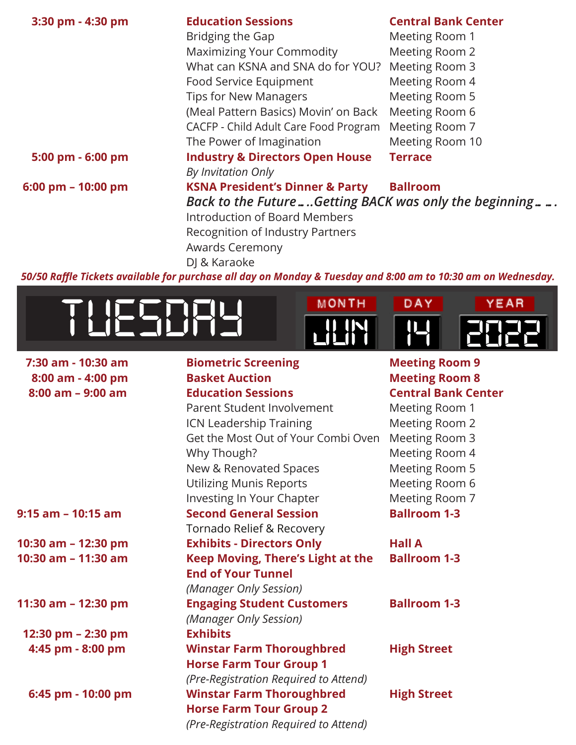| Time | Event | Location |
|---|---|---|
| **3:30 pm - 4:30 pm** | **Education Sessions** | **Central Bank Center** |
| | Bridging the Gap | Meeting Room 1 |
| | Maximizing Your Commodity | Meeting Room 2 |
| | What can KSNA and SNA do for YOU? | Meeting Room 3 |
| | Food Service Equipment | Meeting Room 4 |
| | Tips for New Managers | Meeting Room 5 |
| | (Meal Pattern Basics) Movin' on Back | Meeting Room 6 |
| | CACFP - Child Adult Care Food Program | Meeting Room 7 |
| | The Power of Imagination | Meeting Room 10 |
| **5:00 pm - 6:00 pm** | **Industry & Directors Open House** *By Invitation Only* | **Terrace** |
| **6:00 pm – 10:00 pm** | **KSNA President's Dinner & Party** | **Ballroom** |

*Back to the Future…..Getting BACK was only the beginning…..*

Introduction of Board Members
Recognition of Industry Partners
Awards Ceremony
DJ & Karaoke

***50/50 Raffle Tickets available for purchase all day on Monday & Tuesday and 8:00 am to 10:30 am on Wednesday.***

## TUESDAY — MONTH JUN DAY 14 YEAR 2022

| Time | Event | Location |
|---|---|---|
| **7:30 am - 10:30 am** | **Biometric Screening** | **Meeting Room 9** |
| **8:00 am - 4:00 pm** | **Basket Auction** | **Meeting Room 8** |
| **8:00 am – 9:00 am** | **Education Sessions** | **Central Bank Center** |
| | Parent Student Involvement | Meeting Room 1 |
| | ICN Leadership Training | Meeting Room 2 |
| | Get the Most Out of Your Combi Oven | Meeting Room 3 |
| | Why Though? | Meeting Room 4 |
| | New & Renovated Spaces | Meeting Room 5 |
| | Utilizing Munis Reports | Meeting Room 6 |
| | Investing In Your Chapter | Meeting Room 7 |
| **9:15 am – 10:15 am** | **Second General Session** Tornado Relief & Recovery | **Ballroom 1-3** |
| **10:30 am – 12:30 pm** | **Exhibits - Directors Only** | **Hall A** |
| **10:30 am – 11:30 am** | **Keep Moving, There's Light at the End of Your Tunnel** *(Manager Only Session)* | **Ballroom 1-3** |
| **11:30 am – 12:30 pm** | **Engaging Student Customers** *(Manager Only Session)* | **Ballroom 1-3** |
| **12:30 pm – 2:30 pm** | **Exhibits** | |
| **4:45 pm - 8:00 pm** | **Winstar Farm Thoroughbred Horse Farm Tour Group 1** *(Pre-Registration Required to Attend)* | **High Street** |
| **6:45 pm - 10:00 pm** | **Winstar Farm Thoroughbred Horse Farm Tour Group 2** *(Pre-Registration Required to Attend)* | **High Street** |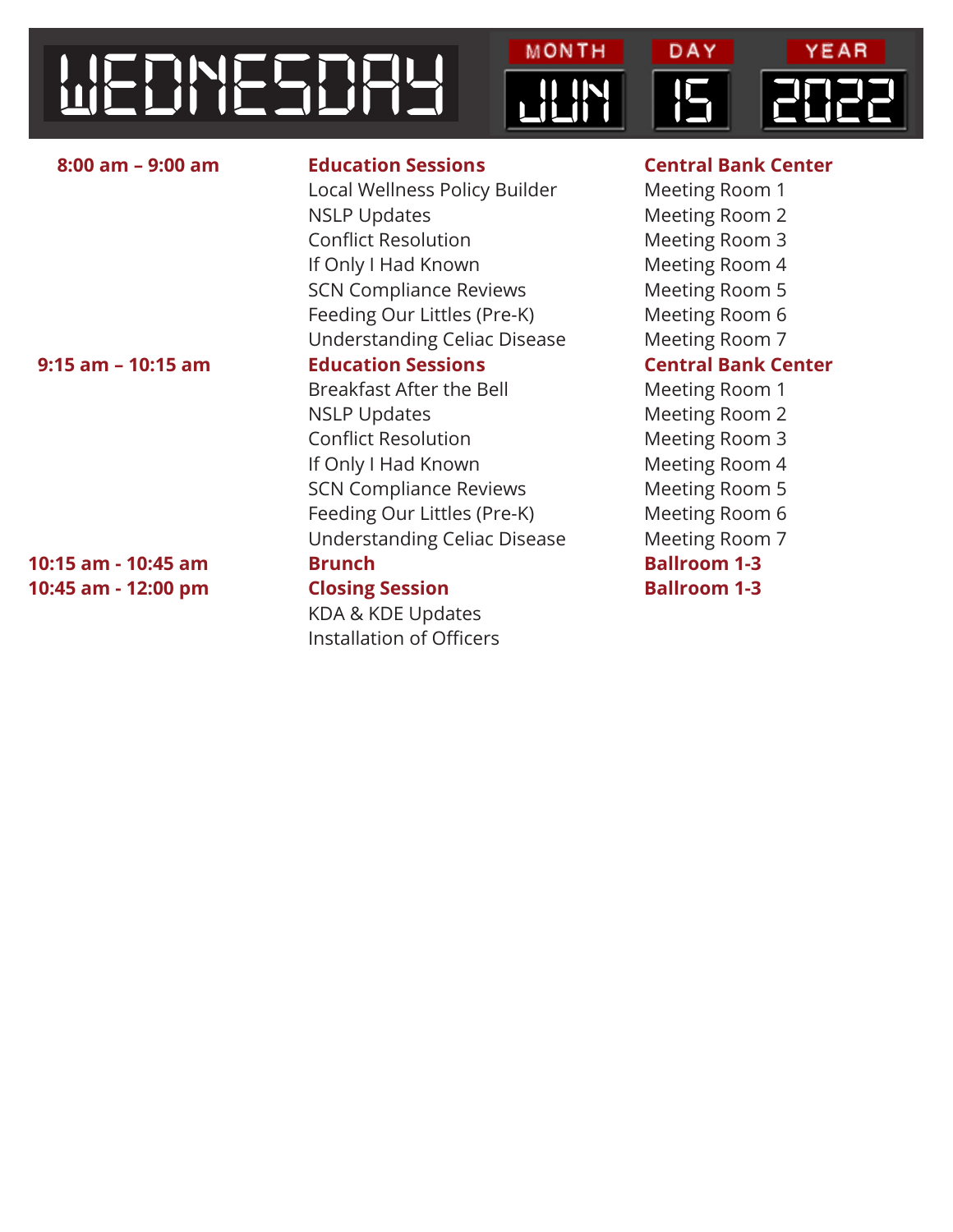# WEDNESDAY

MONTH JUN | DAY 15 | YEAR 2022

| | | |
|---|---|---|
| **8:00 am – 9:00 am** | **Education Sessions** | **Central Bank Center** |
| | Local Wellness Policy Builder | Meeting Room 1 |
| | NSLP Updates | Meeting Room 2 |
| | Conflict Resolution | Meeting Room 3 |
| | If Only I Had Known | Meeting Room 4 |
| | SCN Compliance Reviews | Meeting Room 5 |
| | Feeding Our Littles (Pre-K) | Meeting Room 6 |
| | Understanding Celiac Disease | Meeting Room 7 |
| **9:15 am – 10:15 am** | **Education Sessions** | **Central Bank Center** |
| | Breakfast After the Bell | Meeting Room 1 |
| | NSLP Updates | Meeting Room 2 |
| | Conflict Resolution | Meeting Room 3 |
| | If Only I Had Known | Meeting Room 4 |
| | SCN Compliance Reviews | Meeting Room 5 |
| | Feeding Our Littles (Pre-K) | Meeting Room 6 |
| | Understanding Celiac Disease | Meeting Room 7 |
| **10:15 am - 10:45 am** | **Brunch** | **Ballroom 1-3** |
| **10:45 am - 12:00 pm** | **Closing Session** | **Ballroom 1-3** |
| | KDA & KDE Updates | |
| | Installation of Officers | |